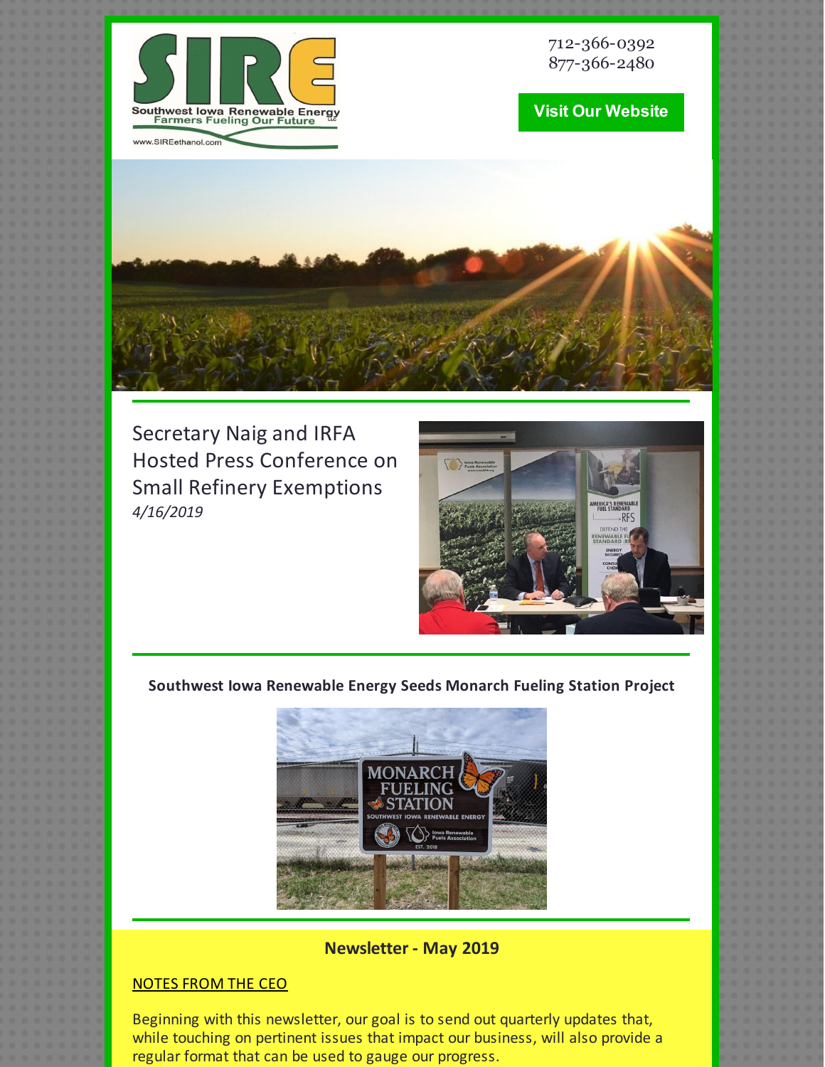SIRE
Southwest Iowa Renewable Energy
Farmers Fueling Our Future
www.SIREethanol.com

712-366-0392
877-366-2480

Visit Our Website

## Secretary Naig and IRFA Hosted Press Conference on Small Refinery Exemptions

*4/16/2019*

**Southwest Iowa Renewable Energy Seeds Monarch Fueling Station Project**

## Newsletter - May 2019

NOTES FROM THE CEO

Beginning with this newsletter, our goal is to send out quarterly updates that, while touching on pertinent issues that impact our business, will also provide a regular format that can be used to gauge our progress.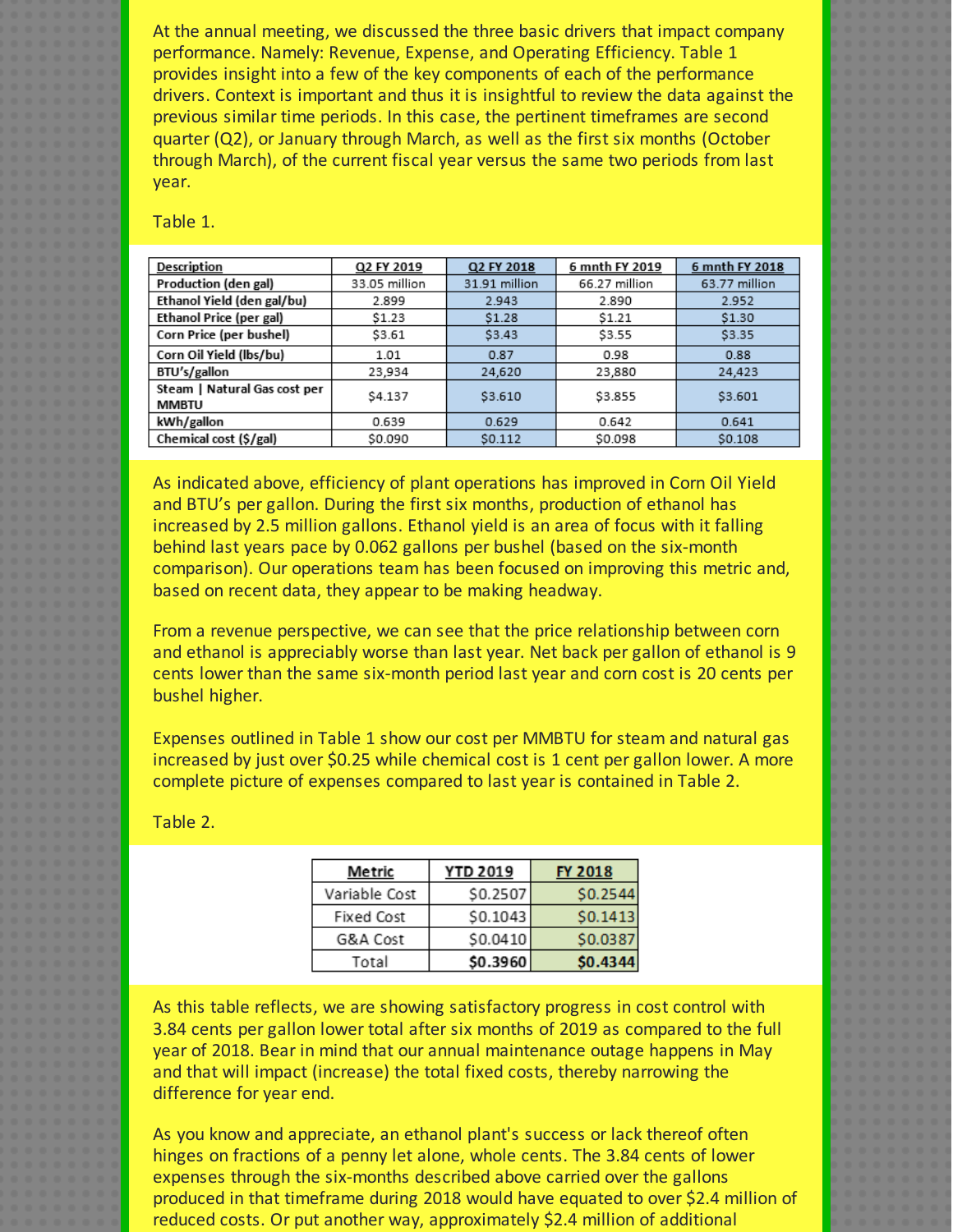At the annual meeting, we discussed the three basic drivers that impact company performance. Namely: Revenue, Expense, and Operating Efficiency. Table 1 provides insight into a few of the key components of each of the performance drivers. Context is important and thus it is insightful to review the data against the previous similar time periods. In this case, the pertinent timeframes are second quarter (Q2), or January through March, as well as the first six months (October through March), of the current fiscal year versus the same two periods from last year.

Table 1.

| Description | Q2 FY 2019 | Q2 FY 2018 | 6 mnth FY 2019 | 6 mnth FY 2018 |
|---|---|---|---|---|
| Production (den gal) | 33.05 million | 31.91 million | 66.27 million | 63.77 million |
| Ethanol Yield (den gal/bu) | 2.899 | 2.943 | 2.890 | 2.952 |
| Ethanol Price (per gal) | $1.23 | $1.28 | $1.21 | $1.30 |
| Corn Price (per bushel) | $3.61 | $3.43 | $3.55 | $3.35 |
| Corn Oil Yield (lbs/bu) | 1.01 | 0.87 | 0.98 | 0.88 |
| BTU's/gallon | 23,934 | 24,620 | 23,880 | 24,423 |
| Steam \| Natural Gas cost per MMBTU | $4.137 | $3.610 | $3.855 | $3.601 |
| kWh/gallon | 0.639 | 0.629 | 0.642 | 0.641 |
| Chemical cost ($/gal) | $0.090 | $0.112 | $0.098 | $0.108 |

As indicated above, efficiency of plant operations has improved in Corn Oil Yield and BTU's per gallon. During the first six months, production of ethanol has increased by 2.5 million gallons. Ethanol yield is an area of focus with it falling behind last years pace by 0.062 gallons per bushel (based on the six-month comparison). Our operations team has been focused on improving this metric and, based on recent data, they appear to be making headway.

From a revenue perspective, we can see that the price relationship between corn and ethanol is appreciably worse than last year. Net back per gallon of ethanol is 9 cents lower than the same six-month period last year and corn cost is 20 cents per bushel higher.

Expenses outlined in Table 1 show our cost per MMBTU for steam and natural gas increased by just over $0.25 while chemical cost is 1 cent per gallon lower. A more complete picture of expenses compared to last year is contained in Table 2.

Table 2.

| Metric | YTD 2019 | FY 2018 |
|---|---|---|
| Variable Cost | $0.2507 | $0.2544 |
| Fixed Cost | $0.1043 | $0.1413 |
| G&A Cost | $0.0410 | $0.0387 |
| Total | **$0.3960** | **$0.4344** |

As this table reflects, we are showing satisfactory progress in cost control with 3.84 cents per gallon lower total after six months of 2019 as compared to the full year of 2018. Bear in mind that our annual maintenance outage happens in May and that will impact (increase) the total fixed costs, thereby narrowing the difference for year end.

As you know and appreciate, an ethanol plant's success or lack thereof often hinges on fractions of a penny let alone, whole cents. The 3.84 cents of lower expenses through the six-months described above carried over the gallons produced in that timeframe during 2018 would have equated to over $2.4 million of reduced costs. Or put another way, approximately $2.4 million of additional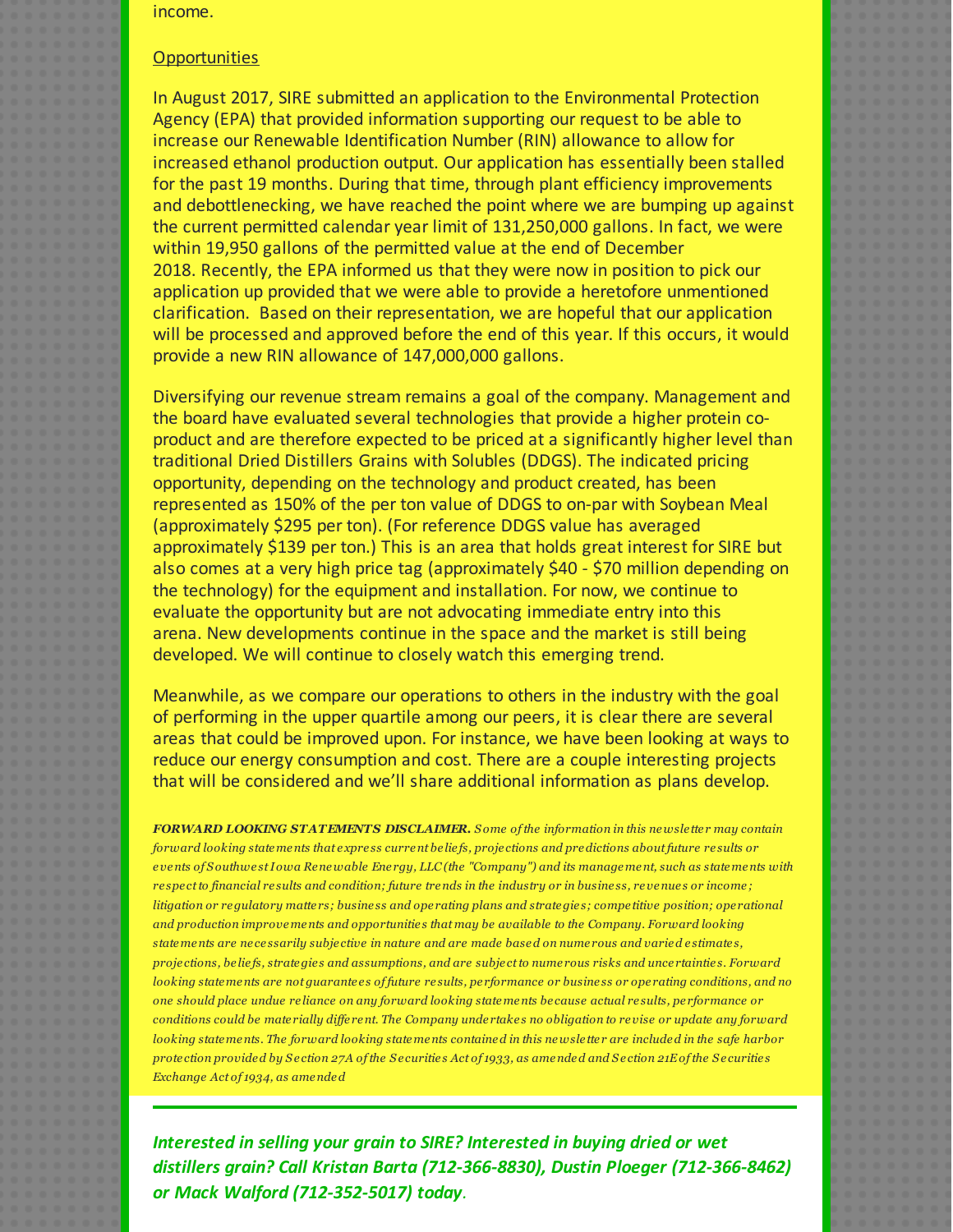income.

Opportunities

In August 2017, SIRE submitted an application to the Environmental Protection Agency (EPA) that provided information supporting our request to be able to increase our Renewable Identification Number (RIN) allowance to allow for increased ethanol production output. Our application has essentially been stalled for the past 19 months. During that time, through plant efficiency improvements and debottlenecking, we have reached the point where we are bumping up against the current permitted calendar year limit of 131,250,000 gallons. In fact, we were within 19,950 gallons of the permitted value at the end of December 2018. Recently, the EPA informed us that they were now in position to pick our application up provided that we were able to provide a heretofore unmentioned clarification. Based on their representation, we are hopeful that our application will be processed and approved before the end of this year. If this occurs, it would provide a new RIN allowance of 147,000,000 gallons.

Diversifying our revenue stream remains a goal of the company. Management and the board have evaluated several technologies that provide a higher protein co-product and are therefore expected to be priced at a significantly higher level than traditional Dried Distillers Grains with Solubles (DDGS). The indicated pricing opportunity, depending on the technology and product created, has been represented as 150% of the per ton value of DDGS to on-par with Soybean Meal (approximately $295 per ton). (For reference DDGS value has averaged approximately $139 per ton.) This is an area that holds great interest for SIRE but also comes at a very high price tag (approximately $40 - $70 million depending on the technology) for the equipment and installation. For now, we continue to evaluate the opportunity but are not advocating immediate entry into this arena. New developments continue in the space and the market is still being developed. We will continue to closely watch this emerging trend.

Meanwhile, as we compare our operations to others in the industry with the goal of performing in the upper quartile among our peers, it is clear there are several areas that could be improved upon. For instance, we have been looking at ways to reduce our energy consumption and cost. There are a couple interesting projects that will be considered and we'll share additional information as plans develop.

***FORWARD LOOKING STATEMENTS DISCLAIMER.*** *Some of the information in this newsletter may contain forward looking statements that express current beliefs, projections and predictions about future results or events of Southwest Iowa Renewable Energy, LLC (the "Company") and its management, such as statements with respect to financial results and condition; future trends in the industry or in business, revenues or income; litigation or regulatory matters; business and operating plans and strategies; competitive position; operational and production improvements and opportunities that may be available to the Company. Forward looking statements are necessarily subjective in nature and are made based on numerous and varied estimates, projections, beliefs, strategies and assumptions, and are subject to numerous risks and uncertainties. Forward looking statements are not guarantees of future results, performance or business or operating conditions, and no one should place undue reliance on any forward looking statements because actual results, performance or conditions could be materially different. The Company undertakes no obligation to revise or update any forward looking statements. The forward looking statements contained in this newsletter are included in the safe harbor protection provided by Section 27A of the Securities Act of 1933, as amended and Section 21E of the Securities Exchange Act of 1934, as amended*

---

***Interested in selling your grain to SIRE? Interested in buying dried or wet distillers grain? Call Kristan Barta (712-366-8830), Dustin Ploeger (712-366-8462) or Mack Walford (712-352-5017) today.***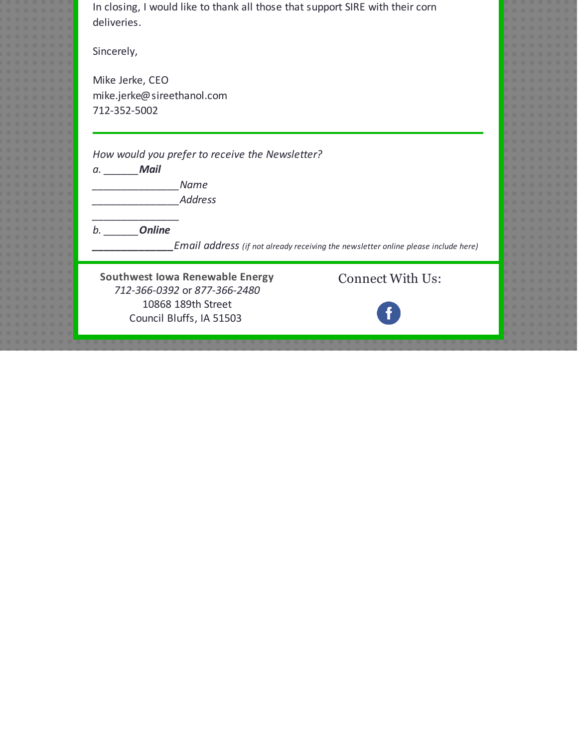In closing, I would like to thank all those that support SIRE with their corn deliveries.

Sincerely,

Mike Jerke, CEO
mike.jerke@sireethanol.com
712-352-5002

---

*How would you prefer to receive the Newsletter?*

*a. ______**Mail***

_______________*Name*

_______________*Address*

_______________

*b. ______**Online***

______________*Email address* *(if not already receiving the newsletter online please include here)*

---

**Southwest Iowa Renewable Energy**
*712-366-0392* or *877-366-2480*
10868 189th Street
Council Bluffs, IA 51503

Connect With Us: